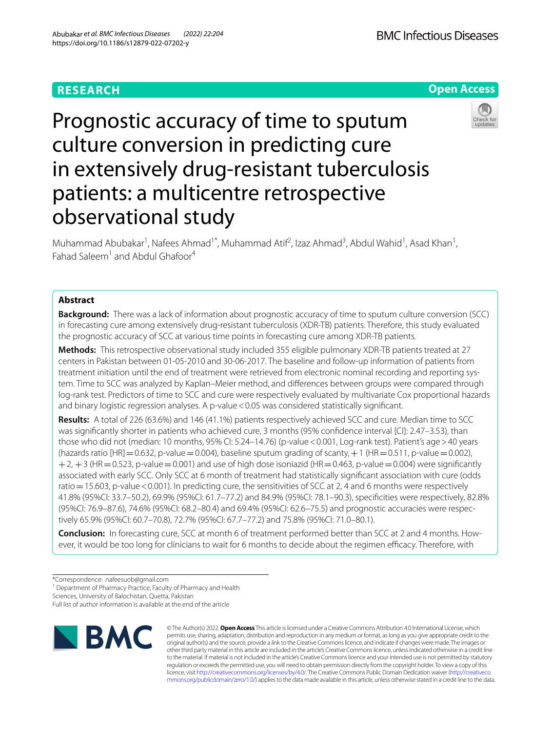RESEARCH

Open Access

# Prognostic accuracy of time to sputum culture conversion in predicting cure in extensively drug-resistant tuberculosis patients: a multicentre retrospective observational study

Muhammad Abubakar[1], Nafees Ahmad[1*], Muhammad Atif[2], Izaz Ahmad[3], Abdul Wahid[1], Asad Khan[1], Fahad Saleem[1] and Abdul Ghafoor[4]

## Abstract

**Background:** There was a lack of information about prognostic accuracy of time to sputum culture conversion (SCC) in forecasting cure among extensively drug-resistant tuberculosis (XDR-TB) patients. Therefore, this study evaluated the prognostic accuracy of SCC at various time points in forecasting cure among XDR-TB patients.

**Methods:** This retrospective observational study included 355 eligible pulmonary XDR-TB patients treated at 27 centers in Pakistan between 01-05-2010 and 30-06-2017. The baseline and follow-up information of patients from treatment initiation until the end of treatment were retrieved from electronic nominal recording and reporting system. Time to SCC was analyzed by Kaplan–Meier method, and differences between groups were compared through log-rank test. Predictors of time to SCC and cure were respectively evaluated by multivariate Cox proportional hazards and binary logistic regression analyses. A p-value < 0.05 was considered statistically significant.

**Results:** A total of 226 (63.6%) and 146 (41.1%) patients respectively achieved SCC and cure. Median time to SCC was significantly shorter in patients who achieved cure, 3 months (95% confidence interval [CI]: 2.47–3.53), than those who did not (median: 10 months, 95% CI: 5.24–14.76) (p-value < 0.001, Log-rank test). Patient's age > 40 years (hazards ratio [HR] = 0.632, p-value = 0.004), baseline sputum grading of scanty, +1 (HR = 0.511, p-value = 0.002), +2, +3 (HR = 0.523, p-value = 0.001) and use of high dose isoniazid (HR = 0.463, p-value = 0.004) were significantly associated with early SCC. Only SCC at 6 month of treatment had statistically significant association with cure (odds ratio = 15.603, p-value < 0.001). In predicting cure, the sensitivities of SCC at 2, 4 and 6 months were respectively 41.8% (95%CI: 33.7–50.2), 69.9% (95%CI: 61.7–77.2) and 84.9% (95%CI: 78.1–90.3), specificities were respectively, 82.8% (95%CI: 76.9–87.6), 74.6% (95%CI: 68.2–80.4) and 69.4% (95%CI: 62.6–75.5) and prognostic accuracies were respectively 65.9% (95%CI: 60.7–70.8), 72.7% (95%CI: 67.7–77.2) and 75.8% (95%CI: 71.0–80.1).

**Conclusion:** In forecasting cure, SCC at month 6 of treatment performed better than SCC at 2 and 4 months. However, it would be too long for clinicians to wait for 6 months to decide about the regimen efficacy. Therefore, with

*Correspondence: nafeesuob@gmail.com

[1] Department of Pharmacy Practice, Faculty of Pharmacy and Health Sciences, University of Balochistan, Quetta, Pakistan

Full list of author information is available at the end of the article

© The Author(s) 2022. **Open Access** This article is licensed under a Creative Commons Attribution 4.0 International License, which permits use, sharing, adaptation, distribution and reproduction in any medium or format, as long as you give appropriate credit to the original author(s) and the source, provide a link to the Creative Commons licence, and indicate if changes were made. The images or other third party material in this article are included in the article's Creative Commons licence, unless indicated otherwise in a credit line to the material. If material is not included in the article's Creative Commons licence and your intended use is not permitted by statutory regulation or exceeds the permitted use, you will need to obtain permission directly from the copyright holder. To view a copy of this licence, visit http://creativecommons.org/licenses/by/4.0/. The Creative Commons Public Domain Dedication waiver (http://creativecommons.org/publicdomain/zero/1.0/) applies to the data made available in this article, unless otherwise stated in a credit line to the data.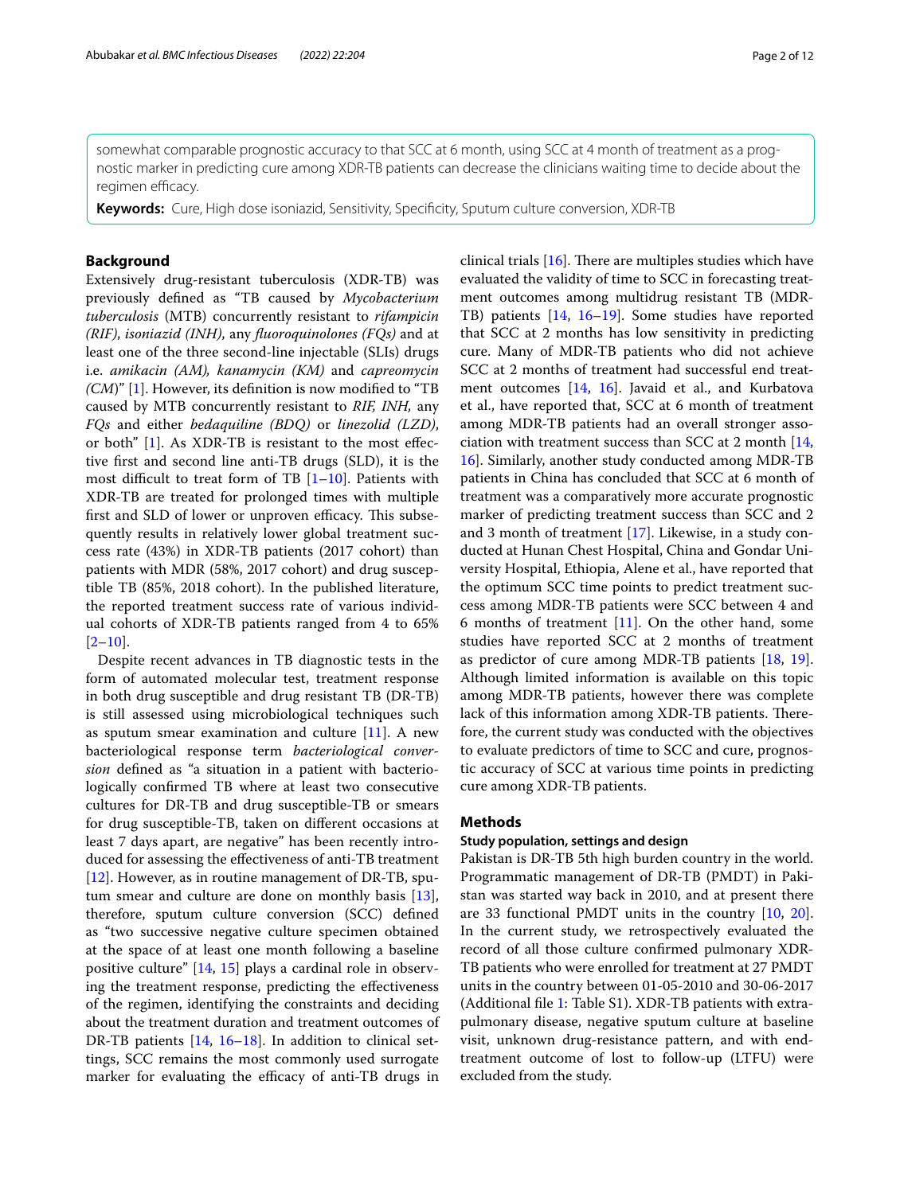somewhat comparable prognostic accuracy to that SCC at 6 month, using SCC at 4 month of treatment as a prognostic marker in predicting cure among XDR-TB patients can decrease the clinicians waiting time to decide about the regimen efficacy.

**Keywords:** Cure, High dose isoniazid, Sensitivity, Specificity, Sputum culture conversion, XDR-TB

## Background

Extensively drug-resistant tuberculosis (XDR-TB) was previously defined as "TB caused by *Mycobacterium tuberculosis* (MTB) concurrently resistant to *rifampicin (RIF)*, *isoniazid (INH)*, any *fluoroquinolones (FQs)* and at least one of the three second-line injectable (SLIs) drugs i.e. *amikacin (AM), kanamycin (KM)* and *capreomycin (CM)*" [1]. However, its definition is now modified to "TB caused by MTB concurrently resistant to *RIF, INH*, any *FQs* and either *bedaquiline (BDQ)* or *linezolid (LZD)*, or both" [1]. As XDR-TB is resistant to the most effective first and second line anti-TB drugs (SLD), it is the most difficult to treat form of TB [1–10]. Patients with XDR-TB are treated for prolonged times with multiple first and SLD of lower or unproven efficacy. This subsequently results in relatively lower global treatment success rate (43%) in XDR-TB patients (2017 cohort) than patients with MDR (58%, 2017 cohort) and drug susceptible TB (85%, 2018 cohort). In the published literature, the reported treatment success rate of various individual cohorts of XDR-TB patients ranged from 4 to 65% [2–10].

Despite recent advances in TB diagnostic tests in the form of automated molecular test, treatment response in both drug susceptible and drug resistant TB (DR-TB) is still assessed using microbiological techniques such as sputum smear examination and culture [11]. A new bacteriological response term *bacteriological conversion* defined as "a situation in a patient with bacteriologically confirmed TB where at least two consecutive cultures for DR-TB and drug susceptible-TB or smears for drug susceptible-TB, taken on different occasions at least 7 days apart, are negative" has been recently introduced for assessing the effectiveness of anti-TB treatment [12]. However, as in routine management of DR-TB, sputum smear and culture are done on monthly basis [13], therefore, sputum culture conversion (SCC) defined as "two successive negative culture specimen obtained at the space of at least one month following a baseline positive culture" [14, 15] plays a cardinal role in observing the treatment response, predicting the effectiveness of the regimen, identifying the constraints and deciding about the treatment duration and treatment outcomes of DR-TB patients [14, 16–18]. In addition to clinical settings, SCC remains the most commonly used surrogate marker for evaluating the efficacy of anti-TB drugs in clinical trials [16]. There are multiples studies which have evaluated the validity of time to SCC in forecasting treatment outcomes among multidrug resistant TB (MDR-TB) patients [14, 16–19]. Some studies have reported that SCC at 2 months has low sensitivity in predicting cure. Many of MDR-TB patients who did not achieve SCC at 2 months of treatment had successful end treatment outcomes [14, 16]. Javaid et al., and Kurbatova et al., have reported that, SCC at 6 month of treatment among MDR-TB patients had an overall stronger association with treatment success than SCC at 2 month [14, 16]. Similarly, another study conducted among MDR-TB patients in China has concluded that SCC at 6 month of treatment was a comparatively more accurate prognostic marker of predicting treatment success than SCC and 2 and 3 month of treatment [17]. Likewise, in a study conducted at Hunan Chest Hospital, China and Gondar University Hospital, Ethiopia, Alene et al., have reported that the optimum SCC time points to predict treatment success among MDR-TB patients were SCC between 4 and 6 months of treatment [11]. On the other hand, some studies have reported SCC at 2 months of treatment as predictor of cure among MDR-TB patients [18, 19]. Although limited information is available on this topic among MDR-TB patients, however there was complete lack of this information among XDR-TB patients. Therefore, the current study was conducted with the objectives to evaluate predictors of time to SCC and cure, prognostic accuracy of SCC at various time points in predicting cure among XDR-TB patients.

## Methods

### Study population, settings and design

Pakistan is DR-TB 5th high burden country in the world. Programmatic management of DR-TB (PMDT) in Pakistan was started way back in 2010, and at present there are 33 functional PMDT units in the country [10, 20]. In the current study, we retrospectively evaluated the record of all those culture confirmed pulmonary XDR-TB patients who were enrolled for treatment at 27 PMDT units in the country between 01-05-2010 and 30-06-2017 (Additional file 1: Table S1). XDR-TB patients with extrapulmonary disease, negative sputum culture at baseline visit, unknown drug-resistance pattern, and with end-treatment outcome of lost to follow-up (LTFU) were excluded from the study.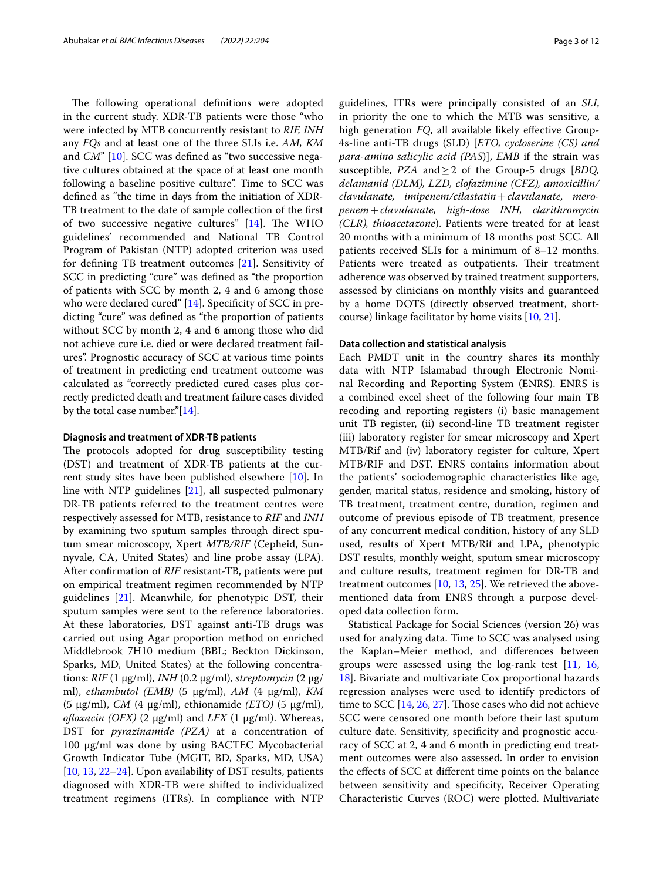The following operational definitions were adopted in the current study. XDR-TB patients were those "who were infected by MTB concurrently resistant to *RIF, INH* any *FQs* and at least one of the three SLIs i.e. *AM, KM* and *CM*" [10]. SCC was defined as "two successive negative cultures obtained at the space of at least one month following a baseline positive culture". Time to SCC was defined as "the time in days from the initiation of XDR-TB treatment to the date of sample collection of the first of two successive negative cultures" [14]. The WHO guidelines' recommended and National TB Control Program of Pakistan (NTP) adopted criterion was used for defining TB treatment outcomes [21]. Sensitivity of SCC in predicting "cure" was defined as "the proportion of patients with SCC by month 2, 4 and 6 among those who were declared cured" [14]. Specificity of SCC in predicting "cure" was defined as "the proportion of patients without SCC by month 2, 4 and 6 among those who did not achieve cure i.e. died or were declared treatment failures". Prognostic accuracy of SCC at various time points of treatment in predicting end treatment outcome was calculated as "correctly predicted cured cases plus correctly predicted death and treatment failure cases divided by the total case number."[14].

#### Diagnosis and treatment of XDR-TB patients

The protocols adopted for drug susceptibility testing (DST) and treatment of XDR-TB patients at the current study sites have been published elsewhere [10]. In line with NTP guidelines [21], all suspected pulmonary DR-TB patients referred to the treatment centres were respectively assessed for MTB, resistance to *RIF* and *INH* by examining two sputum samples through direct sputum smear microscopy, Xpert *MTB/RIF* (Cepheid, Sunnyvale, CA, United States) and line probe assay (LPA). After confirmation of *RIF* resistant-TB, patients were put on empirical treatment regimen recommended by NTP guidelines [21]. Meanwhile, for phenotypic DST, their sputum samples were sent to the reference laboratories. At these laboratories, DST against anti-TB drugs was carried out using Agar proportion method on enriched Middlebrook 7H10 medium (BBL; Beckton Dickinson, Sparks, MD, United States) at the following concentrations: *RIF* (1 µg/ml), *INH* (0.2 µg/ml), *streptomycin* (2 µg/ml), *ethambutol (EMB)* (5 µg/ml), *AM* (4 µg/ml), *KM* (5 µg/ml), *CM* (4 µg/ml), ethionamide *(ETO)* (5 µg/ml), *ofloxacin (OFX)* (2 µg/ml) and *LFX* (1 µg/ml). Whereas, DST for *pyrazinamide (PZA)* at a concentration of 100 µg/ml was done by using BACTEC Mycobacterial Growth Indicator Tube (MGIT, BD, Sparks, MD, USA) [10, 13, 22–24]. Upon availability of DST results, patients diagnosed with XDR-TB were shifted to individualized treatment regimens (ITRs). In compliance with NTP guidelines, ITRs were principally consisted of an *SLI*, in priority the one to which the MTB was sensitive, a high generation *FQ*, all available likely effective Group-4s-line anti-TB drugs (SLD) [*ETO, cycloserine (CS) and para-amino salicylic acid (PAS)*], *EMB* if the strain was susceptible, *PZA* and $\geq 2$ of the Group-5 drugs [*BDQ, delamanid (DLM), LZD, clofazimine (CFZ), amoxicillin/clavulanate, imipenem/cilastatin + clavulanate, meropenem + clavulanate, high-dose INH, clarithromycin (CLR), thioacetazone*). Patients were treated for at least 20 months with a minimum of 18 months post SCC. All patients received SLIs for a minimum of 8–12 months. Patients were treated as outpatients. Their treatment adherence was observed by trained treatment supporters, assessed by clinicians on monthly visits and guaranteed by a home DOTS (directly observed treatment, short-course) linkage facilitator by home visits [10, 21].

#### Data collection and statistical analysis

Each PMDT unit in the country shares its monthly data with NTP Islamabad through Electronic Nominal Recording and Reporting System (ENRS). ENRS is a combined excel sheet of the following four main TB recoding and reporting registers (i) basic management unit TB register, (ii) second-line TB treatment register (iii) laboratory register for smear microscopy and Xpert MTB/Rif and (iv) laboratory register for culture, Xpert MTB/RIF and DST. ENRS contains information about the patients' sociodemographic characteristics like age, gender, marital status, residence and smoking, history of TB treatment, treatment centre, duration, regimen and outcome of previous episode of TB treatment, presence of any concurrent medical condition, history of any SLD used, results of Xpert MTB/Rif and LPA, phenotypic DST results, monthly weight, sputum smear microscopy and culture results, treatment regimen for DR-TB and treatment outcomes [10, 13, 25]. We retrieved the above-mentioned data from ENRS through a purpose developed data collection form.

Statistical Package for Social Sciences (version 26) was used for analyzing data. Time to SCC was analysed using the Kaplan–Meier method, and differences between groups were assessed using the log-rank test [11, 16, 18]. Bivariate and multivariate Cox proportional hazards regression analyses were used to identify predictors of time to SCC [14, 26, 27]. Those cases who did not achieve SCC were censored one month before their last sputum culture date. Sensitivity, specificity and prognostic accuracy of SCC at 2, 4 and 6 month in predicting end treatment outcomes were also assessed. In order to envision the effects of SCC at different time points on the balance between sensitivity and specificity, Receiver Operating Characteristic Curves (ROC) were plotted. Multivariate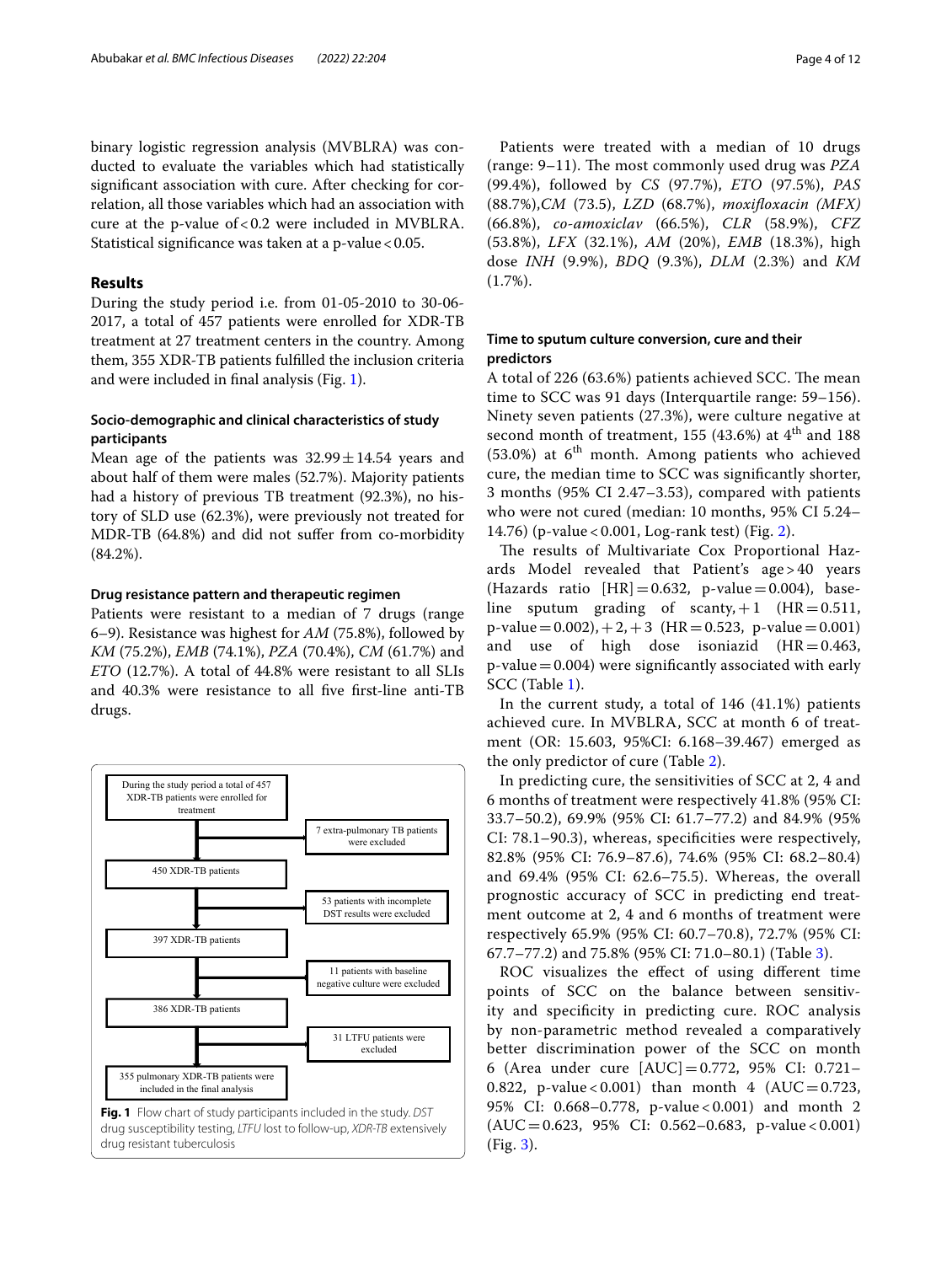binary logistic regression analysis (MVBLRA) was conducted to evaluate the variables which had statistically significant association with cure. After checking for correlation, all those variables which had an association with cure at the p-value of < 0.2 were included in MVBLRA. Statistical significance was taken at a p-value < 0.05.

## Results

During the study period i.e. from 01-05-2010 to 30-06-2017, a total of 457 patients were enrolled for XDR-TB treatment at 27 treatment centers in the country. Among them, 355 XDR-TB patients fulfilled the inclusion criteria and were included in final analysis (Fig. 1).

### Socio-demographic and clinical characteristics of study participants

Mean age of the patients was $32.99 \pm 14.54$ years and about half of them were males (52.7%). Majority patients had a history of previous TB treatment (92.3%), no history of SLD use (62.3%), were previously not treated for MDR-TB (64.8%) and did not suffer from co-morbidity (84.2%).

### Drug resistance pattern and therapeutic regimen

Patients were resistant to a median of 7 drugs (range 6–9). Resistance was highest for *AM* (75.8%), followed by *KM* (75.2%), *EMB* (74.1%), *PZA* (70.4%), *CM* (61.7%) and *ETO* (12.7%). A total of 44.8% were resistant to all SLIs and 40.3% were resistance to all five first-line anti-TB drugs.

During the study period a total of 457 XDR-TB patients were enrolled for treatment → 7 extra-pulmonary TB patients were excluded → 450 XDR-TB patients → 53 patients with incomplete DST results were excluded → 397 XDR-TB patients → 11 patients with baseline negative culture were excluded → 386 XDR-TB patients → 31 LTFU patients were excluded → 355 pulmonary XDR-TB patients were included in the final analysis

**Fig. 1** Flow chart of study participants included in the study. *DST* drug susceptibility testing, *LTFU* lost to follow-up, *XDR-TB* extensively drug resistant tuberculosis

Patients were treated with a median of 10 drugs (range: 9–11). The most commonly used drug was *PZA* (99.4%), followed by *CS* (97.7%), *ETO* (97.5%), *PAS* (88.7%),*CM* (73.5), *LZD* (68.7%), *moxifloxacin (MFX)* (66.8%), *co-amoxiclav* (66.5%), *CLR* (58.9%), *CFZ* (53.8%), *LFX* (32.1%), *AM* (20%), *EMB* (18.3%), high dose *INH* (9.9%), *BDQ* (9.3%), *DLM* (2.3%) and *KM* (1.7%).

### Time to sputum culture conversion, cure and their predictors

A total of 226 (63.6%) patients achieved SCC. The mean time to SCC was 91 days (Interquartile range: 59–156). Ninety seven patients (27.3%), were culture negative at second month of treatment, 155 (43.6%) at 4[th] and 188 (53.0%) at 6[th] month. Among patients who achieved cure, the median time to SCC was significantly shorter, 3 months (95% CI 2.47–3.53), compared with patients who were not cured (median: 10 months, 95% CI 5.24–14.76) (p-value < 0.001, Log-rank test) (Fig. 2).

The results of Multivariate Cox Proportional Hazards Model revealed that Patient's age > 40 years (Hazards ratio [HR] = 0.632, p-value = 0.004), baseline sputum grading of scanty, + 1 (HR = 0.511, p-value = 0.002), + 2, + 3 (HR = 0.523, p-value = 0.001) and use of high dose isoniazid (HR = 0.463, p-value = 0.004) were significantly associated with early SCC (Table 1).

In the current study, a total of 146 (41.1%) patients achieved cure. In MVBLRA, SCC at month 6 of treatment (OR: 15.603, 95%CI: 6.168–39.467) emerged as the only predictor of cure (Table 2).

In predicting cure, the sensitivities of SCC at 2, 4 and 6 months of treatment were respectively 41.8% (95% CI: 33.7–50.2), 69.9% (95% CI: 61.7–77.2) and 84.9% (95% CI: 78.1–90.3), whereas, specificities were respectively, 82.8% (95% CI: 76.9–87.6), 74.6% (95% CI: 68.2–80.4) and 69.4% (95% CI: 62.6–75.5). Whereas, the overall prognostic accuracy of SCC in predicting end treatment outcome at 2, 4 and 6 months of treatment were respectively 65.9% (95% CI: 60.7–70.8), 72.7% (95% CI: 67.7–77.2) and 75.8% (95% CI: 71.0–80.1) (Table 3).

ROC visualizes the effect of using different time points of SCC on the balance between sensitivity and specificity in predicting cure. ROC analysis by non-parametric method revealed a comparatively better discrimination power of the SCC on month 6 (Area under cure [AUC] = 0.772, 95% CI: 0.721–0.822, p-value < 0.001) than month 4 (AUC = 0.723, 95% CI: 0.668–0.778, p-value < 0.001) and month 2 (AUC = 0.623, 95% CI: 0.562–0.683, p-value < 0.001) (Fig. 3).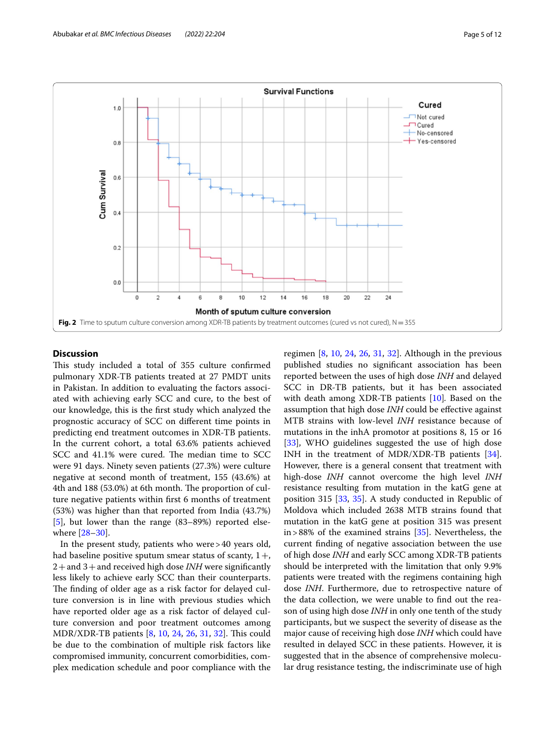Fig. 2 Time to sputum culture conversion among XDR-TB patients by treatment outcomes (cured vs not cured), N = 355

## Discussion

This study included a total of 355 culture confirmed pulmonary XDR-TB patients treated at 27 PMDT units in Pakistan. In addition to evaluating the factors associated with achieving early SCC and cure, to the best of our knowledge, this is the first study which analyzed the prognostic accuracy of SCC on different time points in predicting end treatment outcomes in XDR-TB patients. In the current cohort, a total 63.6% patients achieved SCC and 41.1% were cured. The median time to SCC were 91 days. Ninety seven patients (27.3%) were culture negative at second month of treatment, 155 (43.6%) at 4th and 188 (53.0%) at 6th month. The proportion of culture negative patients within first 6 months of treatment (53%) was higher than that reported from India (43.7%) [5], but lower than the range (83–89%) reported elsewhere [28–30].

In the present study, patients who were > 40 years old, had baseline positive sputum smear status of scanty, 1+, 2+ and 3+ and received high dose *INH* were significantly less likely to achieve early SCC than their counterparts. The finding of older age as a risk factor for delayed culture conversion is in line with previous studies which have reported older age as a risk factor of delayed culture conversion and poor treatment outcomes among MDR/XDR-TB patients [8, 10, 24, 26, 31, 32]. This could be due to the combination of multiple risk factors like compromised immunity, concurrent comorbidities, complex medication schedule and poor compliance with the regimen [8, 10, 24, 26, 31, 32]. Although in the previous published studies no significant association has been reported between the uses of high dose *INH* and delayed SCC in DR-TB patients, but it has been associated with death among XDR-TB patients [10]. Based on the assumption that high dose *INH* could be effective against MTB strains with low-level *INH* resistance because of mutations in the inhA promotor at positions 8, 15 or 16 [33], WHO guidelines suggested the use of high dose INH in the treatment of MDR/XDR-TB patients [34]. However, there is a general consent that treatment with high-dose *INH* cannot overcome the high level *INH* resistance resulting from mutation in the katG gene at position 315 [33, 35]. A study conducted in Republic of Moldova which included 2638 MTB strains found that mutation in the katG gene at position 315 was present in > 88% of the examined strains [35]. Nevertheless, the current finding of negative association between the use of high dose *INH* and early SCC among XDR-TB patients should be interpreted with the limitation that only 9.9% patients were treated with the regimens containing high dose *INH*. Furthermore, due to retrospective nature of the data collection, we were unable to find out the reason of using high dose *INH* in only one tenth of the study participants, but we suspect the severity of disease as the major cause of receiving high dose *INH* which could have resulted in delayed SCC in these patients. However, it is suggested that in the absence of comprehensive molecular drug resistance testing, the indiscriminate use of high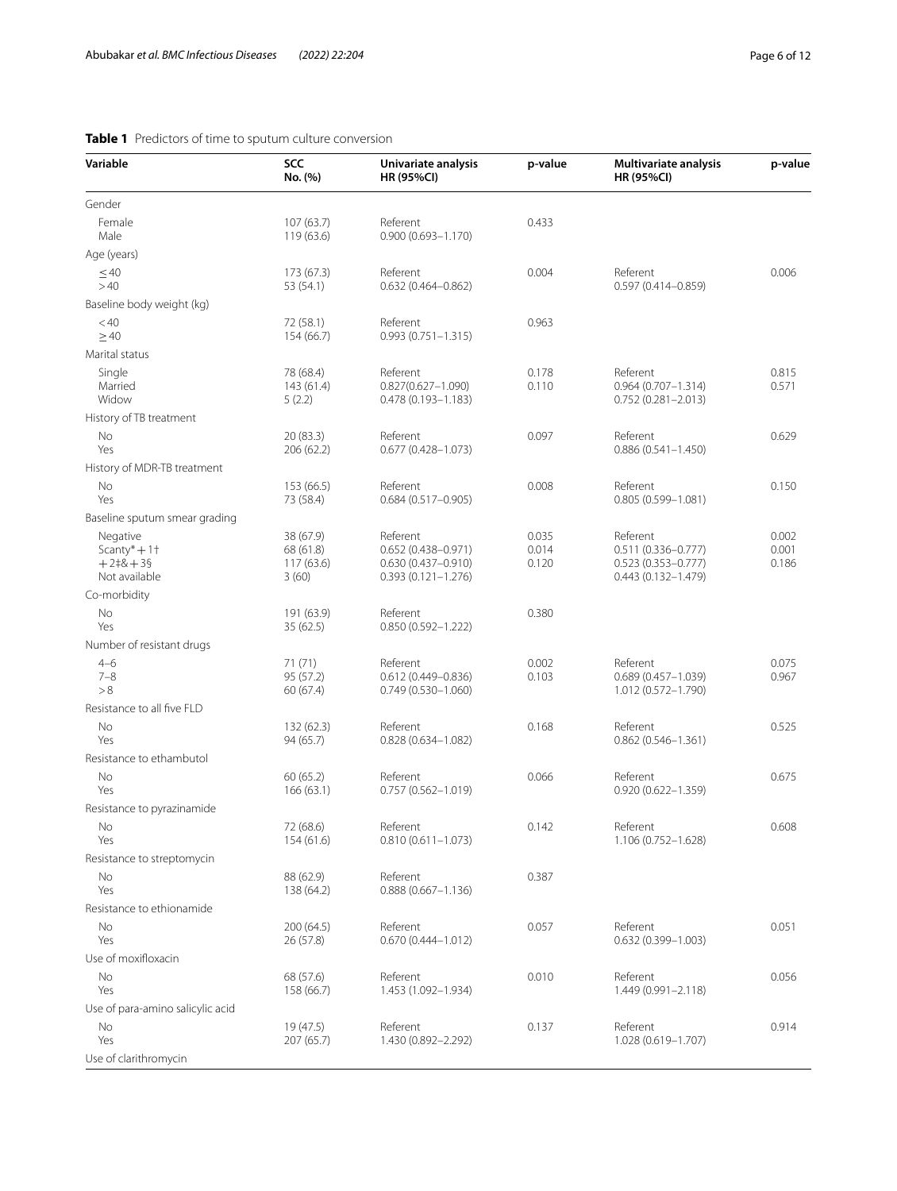**Table 1** Predictors of time to sputum culture conversion

| Variable | SCC No. (%) | Univariate analysis HR (95%CI) | p-value | Multivariate analysis HR (95%CI) | p-value |
|---|---|---|---|---|---|
| Gender | | | | | |
| Female | 107 (63.7) | Referent | 0.433 | | |
| Male | 119 (63.6) | 0.900 (0.693–1.170) | | | |
| Age (years) | | | | | |
| ≤ 40 | 173 (67.3) | Referent | 0.004 | Referent | 0.006 |
| > 40 | 53 (54.1) | 0.632 (0.464–0.862) | | 0.597 (0.414–0.859) | |
| Baseline body weight (kg) | | | | | |
| < 40 | 72 (58.1) | Referent | 0.963 | | |
| ≥ 40 | 154 (66.7) | 0.993 (0.751–1.315) | | | |
| Marital status | | | | | |
| Single | 78 (68.4) | Referent | 0.178 | Referent | 0.815 |
| Married | 143 (61.4) | 0.827(0.627–1.090) | 0.110 | 0.964 (0.707–1.314) | 0.571 |
| Widow | 5 (2.2) | 0.478 (0.193–1.183) | | 0.752 (0.281–2.013) | |
| History of TB treatment | | | | | |
| No | 20 (83.3) | Referent | 0.097 | Referent | 0.629 |
| Yes | 206 (62.2) | 0.677 (0.428–1.073) | | 0.886 (0.541–1.450) | |
| History of MDR-TB treatment | | | | | |
| No | 153 (66.5) | Referent | 0.008 | Referent | 0.150 |
| Yes | 73 (58.4) | 0.684 (0.517–0.905) | | 0.805 (0.599–1.081) | |
| Baseline sputum smear grading | | | | | |
| Negative | 38 (67.9) | Referent | 0.035 | Referent | 0.002 |
| Scanty* + 1† | 68 (61.8) | 0.652 (0.438–0.971) | 0.014 | 0.511 (0.336–0.777) | 0.001 |
| + 2‡& + 3§ | 117 (63.6) | 0.630 (0.437–0.910) | 0.120 | 0.523 (0.353–0.777) | 0.186 |
| Not available | 3 (60) | 0.393 (0.121–1.276) | | 0.443 (0.132–1.479) | |
| Co-morbidity | | | | | |
| No | 191 (63.9) | Referent | 0.380 | | |
| Yes | 35 (62.5) | 0.850 (0.592–1.222) | | | |
| Number of resistant drugs | | | | | |
| 4–6 | 71 (71) | Referent | 0.002 | Referent | 0.075 |
| 7–8 | 95 (57.2) | 0.612 (0.449–0.836) | 0.103 | 0.689 (0.457–1.039) | 0.967 |
| > 8 | 60 (67.4) | 0.749 (0.530–1.060) | | 1.012 (0.572–1.790) | |
| Resistance to all five FLD | | | | | |
| No | 132 (62.3) | Referent | 0.168 | Referent | 0.525 |
| Yes | 94 (65.7) | 0.828 (0.634–1.082) | | 0.862 (0.546–1.361) | |
| Resistance to ethambutol | | | | | |
| No | 60 (65.2) | Referent | 0.066 | Referent | 0.675 |
| Yes | 166 (63.1) | 0.757 (0.562–1.019) | | 0.920 (0.622–1.359) | |
| Resistance to pyrazinamide | | | | | |
| No | 72 (68.6) | Referent | 0.142 | Referent | 0.608 |
| Yes | 154 (61.6) | 0.810 (0.611–1.073) | | 1.106 (0.752–1.628) | |
| Resistance to streptomycin | | | | | |
| No | 88 (62.9) | Referent | 0.387 | | |
| Yes | 138 (64.2) | 0.888 (0.667–1.136) | | | |
| Resistance to ethionamide | | | | | |
| No | 200 (64.5) | Referent | 0.057 | Referent | 0.051 |
| Yes | 26 (57.8) | 0.670 (0.444–1.012) | | 0.632 (0.399–1.003) | |
| Use of moxifloxacin | | | | | |
| No | 68 (57.6) | Referent | 0.010 | Referent | 0.056 |
| Yes | 158 (66.7) | 1.453 (1.092–1.934) | | 1.449 (0.991–2.118) | |
| Use of para-amino salicylic acid | | | | | |
| No | 19 (47.5) | Referent | 0.137 | Referent | 0.914 |
| Yes | 207 (65.7) | 1.430 (0.892–2.292) | | 1.028 (0.619–1.707) | |
| Use of clarithromycin | | | | | |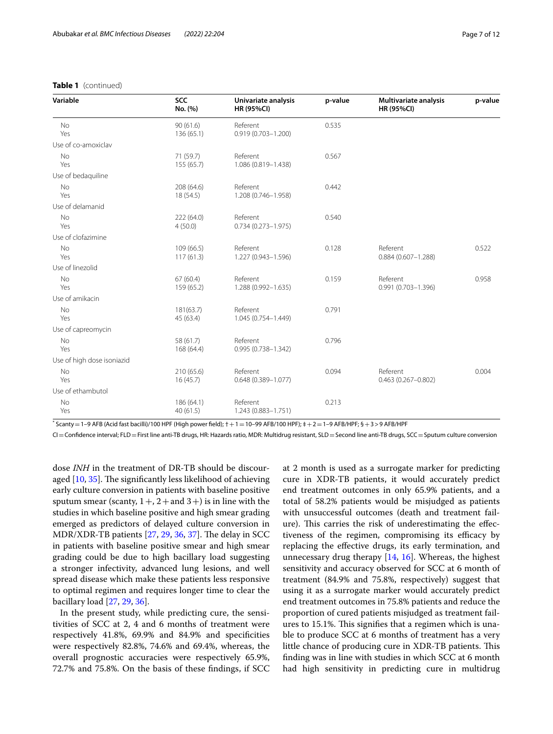**Table 1** (continued)

| Variable | SCC No. (%) | Univariate analysis HR (95%CI) | p-value | Multivariate analysis HR (95%CI) | p-value |
|---|---|---|---|---|---|
| No | 90 (61.6) | Referent | 0.535 | | |
| Yes | 136 (65.1) | 0.919 (0.703–1.200) | | | |
| Use of co-amoxiclav | | | | | |
| No | 71 (59.7) | Referent | 0.567 | | |
| Yes | 155 (65.7) | 1.086 (0.819–1.438) | | | |
| Use of bedaquiline | | | | | |
| No | 208 (64.6) | Referent | 0.442 | | |
| Yes | 18 (54.5) | 1.208 (0.746–1.958) | | | |
| Use of delamanid | | | | | |
| No | 222 (64.0) | Referent | 0.540 | | |
| Yes | 4 (50.0) | 0.734 (0.273–1.975) | | | |
| Use of clofazimine | | | | | |
| No | 109 (66.5) | Referent | 0.128 | Referent | 0.522 |
| Yes | 117 (61.3) | 1.227 (0.943–1.596) | | 0.884 (0.607–1.288) | |
| Use of linezolid | | | | | |
| No | 67 (60.4) | Referent | 0.159 | Referent | 0.958 |
| Yes | 159 (65.2) | 1.288 (0.992–1.635) | | 0.991 (0.703–1.396) | |
| Use of amikacin | | | | | |
| No | 181(63.7) | Referent | 0.791 | | |
| Yes | 45 (63.4) | 1.045 (0.754–1.449) | | | |
| Use of capreomycin | | | | | |
| No | 58 (61.7) | Referent | 0.796 | | |
| Yes | 168 (64.4) | 0.995 (0.738–1.342) | | | |
| Use of high dose isoniazid | | | | | |
| No | 210 (65.6) | Referent | 0.094 | Referent | 0.004 |
| Yes | 16 (45.7) | 0.648 (0.389–1.077) | | 0.463 (0.267–0.802) | |
| Use of ethambutol | | | | | |
| No | 186 (64.1) | Referent | 0.213 | | |
| Yes | 40 (61.5) | 1.243 (0.883–1.751) | | | |

* Scanty = 1–9 AFB (Acid fast bacilli)/100 HPF (High power field); † + 1 = 10–99 AFB/100 HPF); ‡ + 2 = 1–9 AFB/HPF; § + 3 > 9 AFB/HPF

CI = Confidence interval; FLD = First line anti-TB drugs, HR: Hazards ratio, MDR: Multidrug resistant, SLD = Second line anti-TB drugs, SCC = Sputum culture conversion

dose *INH* in the treatment of DR-TB should be discouraged [10, 35]. The significantly less likelihood of achieving early culture conversion in patients with baseline positive sputum smear (scanty, 1+, 2+ and 3+) is in line with the studies in which baseline positive and high smear grading emerged as predictors of delayed culture conversion in MDR/XDR-TB patients [27, 29, 36, 37]. The delay in SCC in patients with baseline positive smear and high smear grading could be due to high bacillary load suggesting a stronger infectivity, advanced lung lesions, and well spread disease which make these patients less responsive to optimal regimen and requires longer time to clear the bacillary load [27, 29, 36].

In the present study, while predicting cure, the sensitivities of SCC at 2, 4 and 6 months of treatment were respectively 41.8%, 69.9% and 84.9% and specificities were respectively 82.8%, 74.6% and 69.4%, whereas, the overall prognostic accuracies were respectively 65.9%, 72.7% and 75.8%. On the basis of these findings, if SCC at 2 month is used as a surrogate marker for predicting cure in XDR-TB patients, it would accurately predict end treatment outcomes in only 65.9% patients, and a total of 58.2% patients would be misjudged as patients with unsuccessful outcomes (death and treatment failure). This carries the risk of underestimating the effectiveness of the regimen, compromising its efficacy by replacing the effective drugs, its early termination, and unnecessary drug therapy [14, 16]. Whereas, the highest sensitivity and accuracy observed for SCC at 6 month of treatment (84.9% and 75.8%, respectively) suggest that using it as a surrogate marker would accurately predict end treatment outcomes in 75.8% patients and reduce the proportion of cured patients misjudged as treatment failures to 15.1%. This signifies that a regimen which is unable to produce SCC at 6 months of treatment has a very little chance of producing cure in XDR-TB patients. This finding was in line with studies in which SCC at 6 month had high sensitivity in predicting cure in multidrug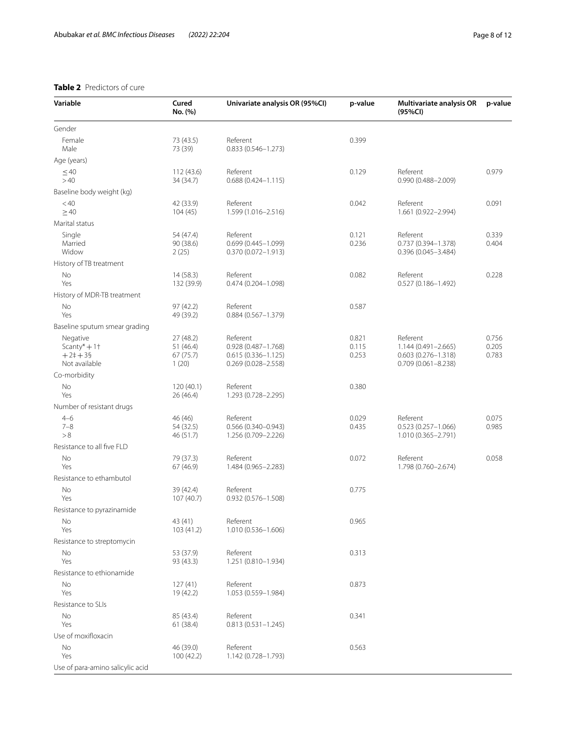**Table 2** Predictors of cure

| Variable | Cured No. (%) | Univariate analysis OR (95%CI) | p-value | Multivariate analysis OR (95%CI) | p-value |
|---|---|---|---|---|---|
| Gender | | | | | |
| Female | 73 (43.5) | Referent | 0.399 | | |
| Male | 73 (39) | 0.833 (0.546–1.273) | | | |
| Age (years) | | | | | |
| ≤ 40 | 112 (43.6) | Referent | 0.129 | Referent | 0.979 |
| > 40 | 34 (34.7) | 0.688 (0.424–1.115) | | 0.990 (0.488–2.009) | |
| Baseline body weight (kg) | | | | | |
| < 40 | 42 (33.9) | Referent | 0.042 | Referent | 0.091 |
| ≥ 40 | 104 (45) | 1.599 (1.016–2.516) | | 1.661 (0.922–2.994) | |
| Marital status | | | | | |
| Single | 54 (47.4) | Referent | 0.121 | Referent | 0.339 |
| Married | 90 (38.6) | 0.699 (0.445–1.099) | 0.236 | 0.737 (0.394–1.378) | 0.404 |
| Widow | 2 (25) | 0.370 (0.072–1.913) | | 0.396 (0.045–3.484) | |
| History of TB treatment | | | | | |
| No | 14 (58.3) | Referent | 0.082 | Referent | 0.228 |
| Yes | 132 (39.9) | 0.474 (0.204–1.098) | | 0.527 (0.186–1.492) | |
| History of MDR-TB treatment | | | | | |
| No | 97 (42.2) | Referent | 0.587 | | |
| Yes | 49 (39.2) | 0.884 (0.567–1.379) | | | |
| Baseline sputum smear grading | | | | | |
| Negative | 27 (48.2) | Referent | 0.821 | Referent | 0.756 |
| Scanty* + 1† | 51 (46.4) | 0.928 (0.487–1.768) | 0.115 | 1.144 (0.491–2.665) | 0.205 |
| + 2‡ + 3§ | 67 (75.7) | 0.615 (0.336–1.125) | 0.253 | 0.603 (0.276–1.318) | 0.783 |
| Not available | 1 (20) | 0.269 (0.028–2.558) | | 0.709 (0.061–8.238) | |
| Co-morbidity | | | | | |
| No | 120 (40.1) | Referent | 0.380 | | |
| Yes | 26 (46.4) | 1.293 (0.728–2.295) | | | |
| Number of resistant drugs | | | | | |
| 4–6 | 46 (46) | Referent | 0.029 | Referent | 0.075 |
| 7–8 | 54 (32.5) | 0.566 (0.340–0.943) | 0.435 | 0.523 (0.257–1.066) | 0.985 |
| > 8 | 46 (51.7) | 1.256 (0.709–2.226) | | 1.010 (0.365–2.791) | |
| Resistance to all five FLD | | | | | |
| No | 79 (37.3) | Referent | 0.072 | Referent | 0.058 |
| Yes | 67 (46.9) | 1.484 (0.965–2.283) | | 1.798 (0.760–2.674) | |
| Resistance to ethambutol | | | | | |
| No | 39 (42.4) | Referent | 0.775 | | |
| Yes | 107 (40.7) | 0.932 (0.576–1.508) | | | |
| Resistance to pyrazinamide | | | | | |
| No | 43 (41) | Referent | 0.965 | | |
| Yes | 103 (41.2) | 1.010 (0.536–1.606) | | | |
| Resistance to streptomycin | | | | | |
| No | 53 (37.9) | Referent | 0.313 | | |
| Yes | 93 (43.3) | 1.251 (0.810–1.934) | | | |
| Resistance to ethionamide | | | | | |
| No | 127 (41) | Referent | 0.873 | | |
| Yes | 19 (42.2) | 1.053 (0.559–1.984) | | | |
| Resistance to SLIs | | | | | |
| No | 85 (43.4) | Referent | 0.341 | | |
| Yes | 61 (38.4) | 0.813 (0.531–1.245) | | | |
| Use of moxifloxacin | | | | | |
| No | 46 (39.0) | Referent | 0.563 | | |
| Yes | 100 (42.2) | 1.142 (0.728–1.793) | | | |
| Use of para-amino salicylic acid | | | | | |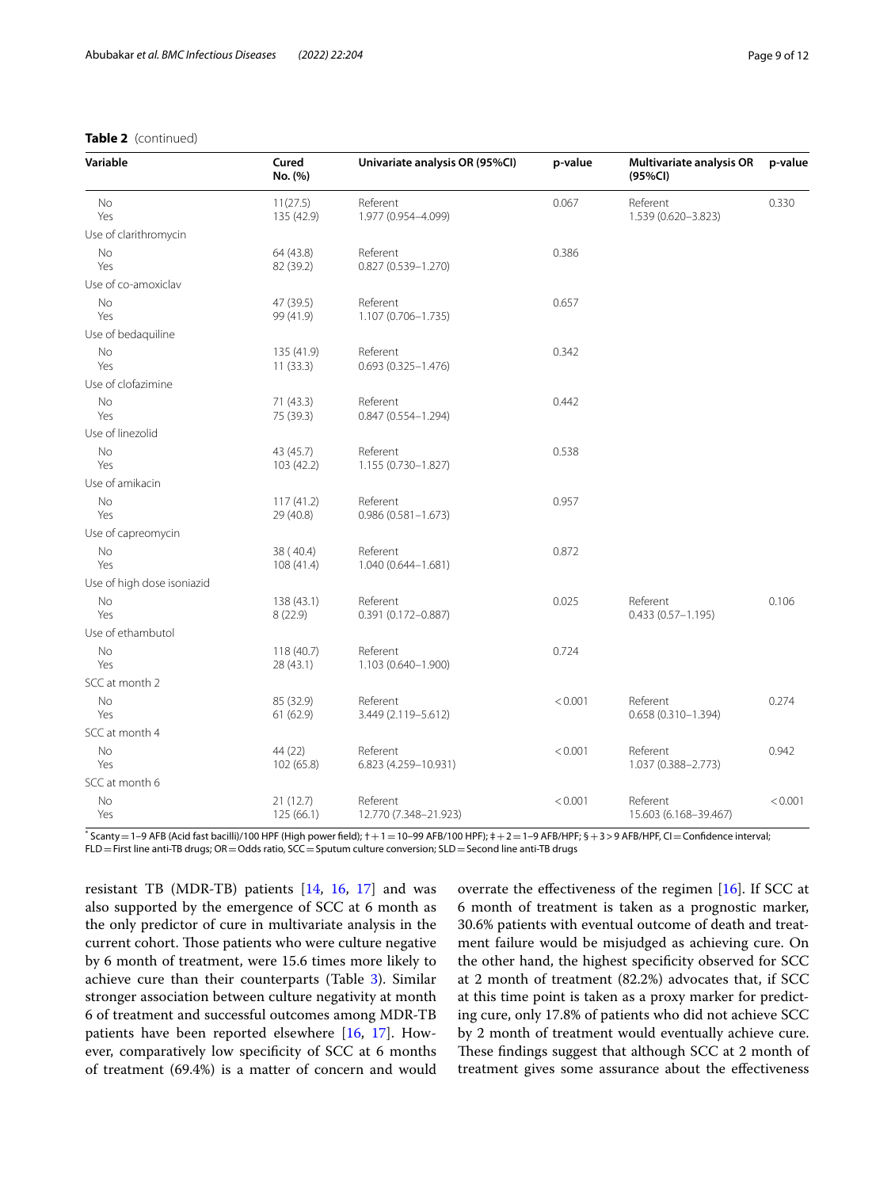**Table 2** (continued)

| Variable | Cured No. (%) | Univariate analysis OR (95%CI) | p-value | Multivariate analysis OR (95%CI) | p-value |
|---|---|---|---|---|---|
| No | 11(27.5) | Referent | 0.067 | Referent | 0.330 |
| Yes | 135 (42.9) | 1.977 (0.954–4.099) | | 1.539 (0.620–3.823) | |
| Use of clarithromycin | | | | | |
| No | 64 (43.8) | Referent | 0.386 | | |
| Yes | 82 (39.2) | 0.827 (0.539–1.270) | | | |
| Use of co-amoxiclav | | | | | |
| No | 47 (39.5) | Referent | 0.657 | | |
| Yes | 99 (41.9) | 1.107 (0.706–1.735) | | | |
| Use of bedaquiline | | | | | |
| No | 135 (41.9) | Referent | 0.342 | | |
| Yes | 11 (33.3) | 0.693 (0.325–1.476) | | | |
| Use of clofazimine | | | | | |
| No | 71 (43.3) | Referent | 0.442 | | |
| Yes | 75 (39.3) | 0.847 (0.554–1.294) | | | |
| Use of linezolid | | | | | |
| No | 43 (45.7) | Referent | 0.538 | | |
| Yes | 103 (42.2) | 1.155 (0.730–1.827) | | | |
| Use of amikacin | | | | | |
| No | 117 (41.2) | Referent | 0.957 | | |
| Yes | 29 (40.8) | 0.986 (0.581–1.673) | | | |
| Use of capreomycin | | | | | |
| No | 38 ( 40.4) | Referent | 0.872 | | |
| Yes | 108 (41.4) | 1.040 (0.644–1.681) | | | |
| Use of high dose isoniazid | | | | | |
| No | 138 (43.1) | Referent | 0.025 | Referent | 0.106 |
| Yes | 8 (22.9) | 0.391 (0.172–0.887) | | 0.433 (0.57–1.195) | |
| Use of ethambutol | | | | | |
| No | 118 (40.7) | Referent | 0.724 | | |
| Yes | 28 (43.1) | 1.103 (0.640–1.900) | | | |
| SCC at month 2 | | | | | |
| No | 85 (32.9) | Referent | < 0.001 | Referent | 0.274 |
| Yes | 61 (62.9) | 3.449 (2.119–5.612) | | 0.658 (0.310–1.394) | |
| SCC at month 4 | | | | | |
| No | 44 (22) | Referent | < 0.001 | Referent | 0.942 |
| Yes | 102 (65.8) | 6.823 (4.259–10.931) | | 1.037 (0.388–2.773) | |
| SCC at month 6 | | | | | |
| No | 21 (12.7) | Referent | < 0.001 | Referent | < 0.001 |
| Yes | 125 (66.1) | 12.770 (7.348–21.923) | | 15.603 (6.168–39.467) | |

* Scanty = 1–9 AFB (Acid fast bacilli)/100 HPF (High power field); † + 1 = 10–99 AFB/100 HPF); ‡ + 2 = 1–9 AFB/HPF; § + 3 > 9 AFB/HPF, CI = Confidence interval; FLD = First line anti-TB drugs; OR = Odds ratio, SCC = Sputum culture conversion; SLD = Second line anti-TB drugs

resistant TB (MDR-TB) patients [14, 16, 17] and was also supported by the emergence of SCC at 6 month as the only predictor of cure in multivariate analysis in the current cohort. Those patients who were culture negative by 6 month of treatment, were 15.6 times more likely to achieve cure than their counterparts (Table 3). Similar stronger association between culture negativity at month 6 of treatment and successful outcomes among MDR-TB patients have been reported elsewhere [16, 17]. However, comparatively low specificity of SCC at 6 months of treatment (69.4%) is a matter of concern and would overrate the effectiveness of the regimen [16]. If SCC at 6 month of treatment is taken as a prognostic marker, 30.6% patients with eventual outcome of death and treatment failure would be misjudged as achieving cure. On the other hand, the highest specificity observed for SCC at 2 month of treatment (82.2%) advocates that, if SCC at this time point is taken as a proxy marker for predicting cure, only 17.8% of patients who did not achieve SCC by 2 month of treatment would eventually achieve cure. These findings suggest that although SCC at 2 month of treatment gives some assurance about the effectiveness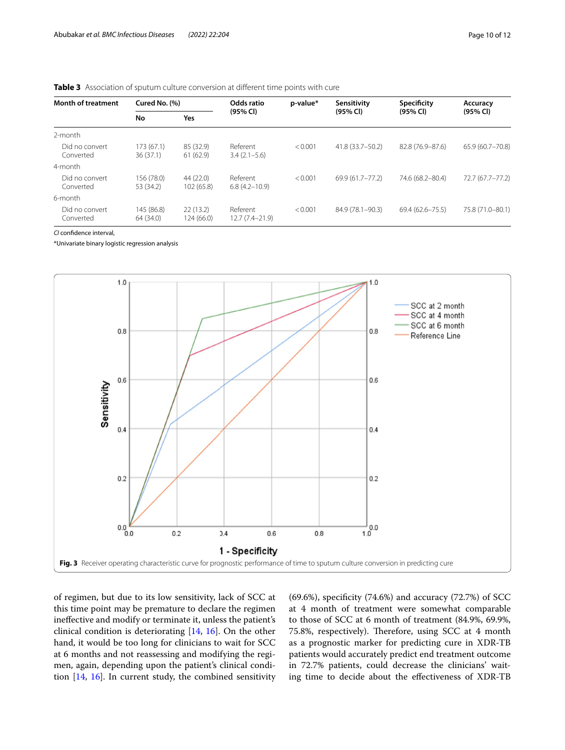**Table 3** Association of sputum culture conversion at different time points with cure

| Month of treatment | Cured No. (%) | | Odds ratio (95% CI) | p-value* | Sensitivity (95% CI) | Specificity (95% CI) | Accuracy (95% CI) |
|---|---|---|---|---|---|---|---|
| | No | Yes | | | | | |
| 2-month | | | | | | | |
| Did no convert | 173 (67.1) | 85 (32.9) | Referent | < 0.001 | 41.8 (33.7–50.2) | 82.8 (76.9–87.6) | 65.9 (60.7–70.8) |
| Converted | 36 (37.1) | 61 (62.9) | 3.4 (2.1–5.6) | | | | |
| 4-month | | | | | | | |
| Did no convert | 156 (78.0) | 44 (22.0) | Referent | < 0.001 | 69.9 (61.7–77.2) | 74.6 (68.2–80.4) | 72.7 (67.7–77.2) |
| Converted | 53 (34.2) | 102 (65.8) | 6.8 (4.2–10.9) | | | | |
| 6-month | | | | | | | |
| Did no convert | 145 (86.8) | 22 (13.2) | Referent | < 0.001 | 84.9 (78.1–90.3) | 69.4 (62.6–75.5) | 75.8 (71.0–80.1) |
| Converted | 64 (34.0) | 124 (66.0) | 12.7 (7.4–21.9) | | | | |

*CI* confidence interval,

*Univariate binary logistic regression analysis

**Fig. 3** Receiver operating characteristic curve for prognostic performance of time to sputum culture conversion in predicting cure

of regimen, but due to its low sensitivity, lack of SCC at this time point may be premature to declare the regimen ineffective and modify or terminate it, unless the patient's clinical condition is deteriorating [14, 16]. On the other hand, it would be too long for clinicians to wait for SCC at 6 months and not reassessing and modifying the regimen, again, depending upon the patient's clinical condition [14, 16]. In current study, the combined sensitivity (69.6%), specificity (74.6%) and accuracy (72.7%) of SCC at 4 month of treatment were somewhat comparable to those of SCC at 6 month of treatment (84.9%, 69.9%, 75.8%, respectively). Therefore, using SCC at 4 month as a prognostic marker for predicting cure in XDR-TB patients would accurately predict end treatment outcome in 72.7% patients, could decrease the clinicians' waiting time to decide about the effectiveness of XDR-TB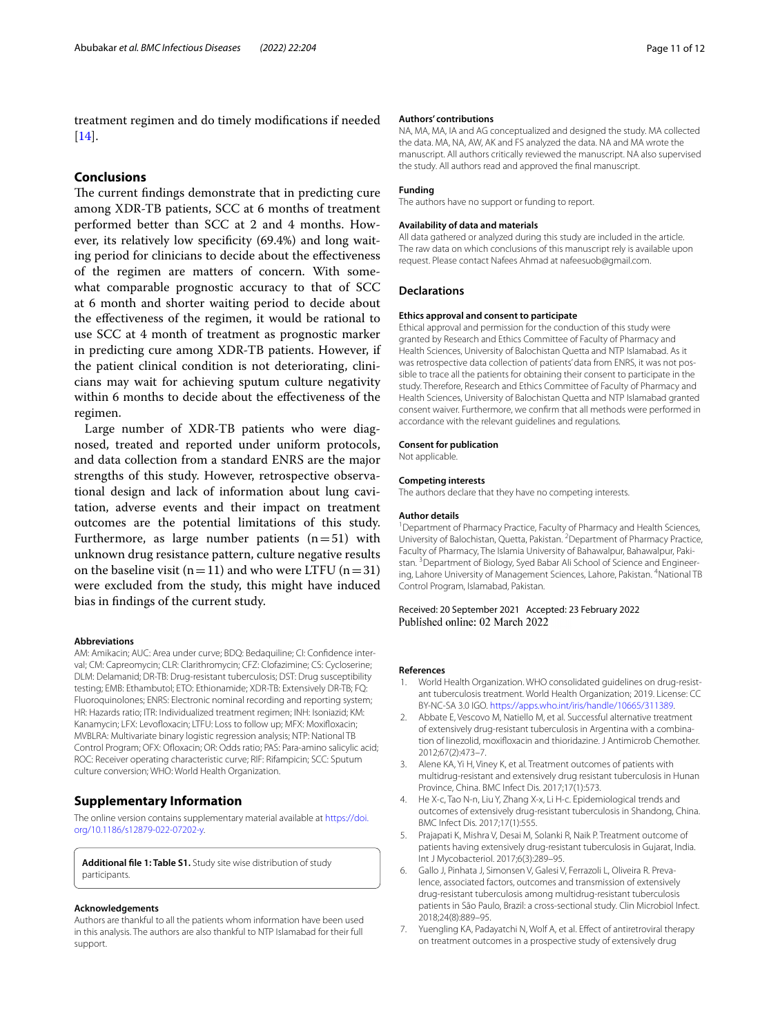treatment regimen and do timely modifications if needed [14].

## Conclusions

The current findings demonstrate that in predicting cure among XDR-TB patients, SCC at 6 months of treatment performed better than SCC at 2 and 4 months. However, its relatively low specificity (69.4%) and long waiting period for clinicians to decide about the effectiveness of the regimen are matters of concern. With somewhat comparable prognostic accuracy to that of SCC at 6 month and shorter waiting period to decide about the effectiveness of the regimen, it would be rational to use SCC at 4 month of treatment as prognostic marker in predicting cure among XDR-TB patients. However, if the patient clinical condition is not deteriorating, clinicians may wait for achieving sputum culture negativity within 6 months to decide about the effectiveness of the regimen.

Large number of XDR-TB patients who were diagnosed, treated and reported under uniform protocols, and data collection from a standard ENRS are the major strengths of this study. However, retrospective observational design and lack of information about lung cavitation, adverse events and their impact on treatment outcomes are the potential limitations of this study. Furthermore, as large number patients (n = 51) with unknown drug resistance pattern, culture negative results on the baseline visit (n = 11) and who were LTFU (n = 31) were excluded from the study, this might have induced bias in findings of the current study.

#### Abbreviations

AM: Amikacin; AUC: Area under curve; BDQ: Bedaquiline; CI: Confidence interval; CM: Capreomycin; CLR: Clarithromycin; CFZ: Clofazimine; CS: Cycloserine; DLM: Delamanid; DR-TB: Drug-resistant tuberculosis; DST: Drug susceptibility testing; EMB: Ethambutol; ETO: Ethionamide; XDR-TB: Extensively DR-TB; FQ: Fluoroquinolones; ENRS: Electronic nominal recording and reporting system; HR: Hazards ratio; ITR: Individualized treatment regimen; INH: Isoniazid; KM: Kanamycin; LFX: Levofloxacin; LTFU: Loss to follow up; MFX: Moxifloxacin; MVBLRA: Multivariate binary logistic regression analysis; NTP: National TB Control Program; OFX: Ofloxacin; OR: Odds ratio; PAS: Para-amino salicylic acid; ROC: Receiver operating characteristic curve; RIF: Rifampicin; SCC: Sputum culture conversion; WHO: World Health Organization.

## Supplementary Information

The online version contains supplementary material available at https://doi.org/10.1186/s12879-022-07202-y.

**Additional file 1: Table S1.** Study site wise distribution of study participants.

#### Acknowledgements

Authors are thankful to all the patients whom information have been used in this analysis. The authors are also thankful to NTP Islamabad for their full support.

#### Authors' contributions

NA, MA, MA, IA and AG conceptualized and designed the study. MA collected the data. MA, NA, AW, AK and FS analyzed the data. NA and MA wrote the manuscript. All authors critically reviewed the manuscript. NA also supervised the study. All authors read and approved the final manuscript.

#### Funding

The authors have no support or funding to report.

#### Availability of data and materials

All data gathered or analyzed during this study are included in the article. The raw data on which conclusions of this manuscript rely is available upon request. Please contact Nafees Ahmad at nafeesuob@gmail.com.

## Declarations

#### Ethics approval and consent to participate

Ethical approval and permission for the conduction of this study were granted by Research and Ethics Committee of Faculty of Pharmacy and Health Sciences, University of Balochistan Quetta and NTP Islamabad. As it was retrospective data collection of patients' data from ENRS, it was not possible to trace all the patients for obtaining their consent to participate in the study. Therefore, Research and Ethics Committee of Faculty of Pharmacy and Health Sciences, University of Balochistan Quetta and NTP Islamabad granted consent waiver. Furthermore, we confirm that all methods were performed in accordance with the relevant guidelines and regulations.

#### Consent for publication

Not applicable.

#### Competing interests

The authors declare that they have no competing interests.

#### Author details

[1]Department of Pharmacy Practice, Faculty of Pharmacy and Health Sciences, University of Balochistan, Quetta, Pakistan. [2]Department of Pharmacy Practice, Faculty of Pharmacy, The Islamia University of Bahawalpur, Bahawalpur, Pakistan. [3]Department of Biology, Syed Babar Ali School of Science and Engineering, Lahore University of Management Sciences, Lahore, Pakistan. [4]National TB Control Program, Islamabad, Pakistan.

Received: 20 September 2021 Accepted: 23 February 2022
Published online: 02 March 2022

#### References

1. World Health Organization. WHO consolidated guidelines on drug-resistant tuberculosis treatment. World Health Organization; 2019. License: CC BY-NC-SA 3.0 IGO. https://apps.who.int/iris/handle/10665/311389.
2. Abbate E, Vescovo M, Natiello M, et al. Successful alternative treatment of extensively drug-resistant tuberculosis in Argentina with a combination of linezolid, moxifloxacin and thioridazine. J Antimicrob Chemother. 2012;67(2):473–7.
3. Alene KA, Yi H, Viney K, et al. Treatment outcomes of patients with multidrug-resistant and extensively drug resistant tuberculosis in Hunan Province, China. BMC Infect Dis. 2017;17(1):573.
4. He X-c, Tao N-n, Liu Y, Zhang X-x, Li H-c. Epidemiological trends and outcomes of extensively drug-resistant tuberculosis in Shandong, China. BMC Infect Dis. 2017;17(1):555.
5. Prajapati K, Mishra V, Desai M, Solanki R, Naik P. Treatment outcome of patients having extensively drug-resistant tuberculosis in Gujarat, India. Int J Mycobacteriol. 2017;6(3):289–95.
6. Gallo J, Pinhata J, Simonsen V, Galesi V, Ferrazoli L, Oliveira R. Prevalence, associated factors, outcomes and transmission of extensively drug-resistant tuberculosis among multidrug-resistant tuberculosis patients in São Paulo, Brazil: a cross-sectional study. Clin Microbiol Infect. 2018;24(8):889–95.
7. Yuengling KA, Padayatchi N, Wolf A, et al. Effect of antiretroviral therapy on treatment outcomes in a prospective study of extensively drug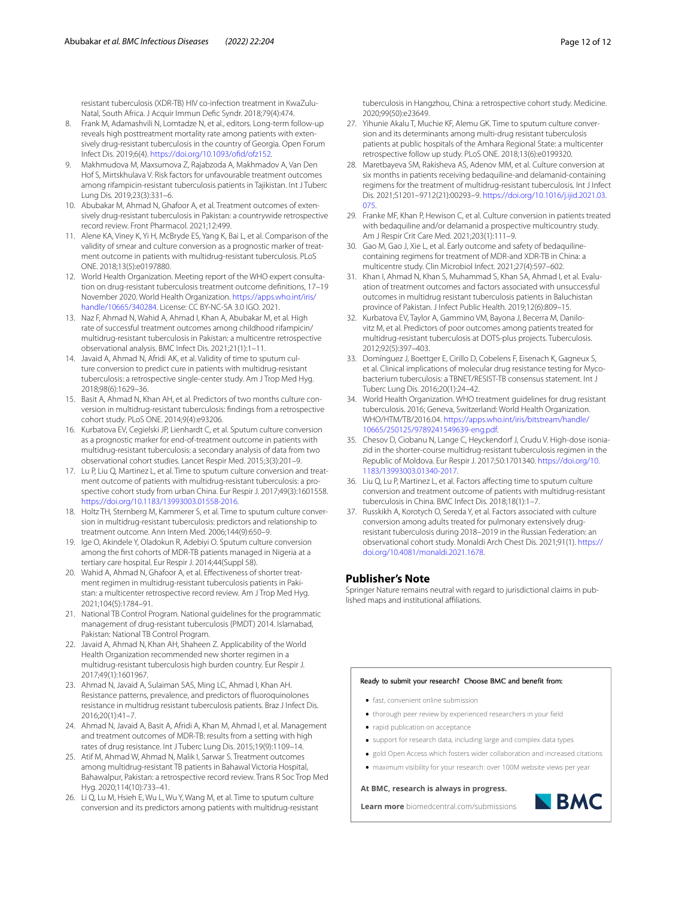resistant tuberculosis (XDR-TB) HIV co-infection treatment in KwaZulu-Natal, South Africa. J Acquir Immun Defic Syndr. 2018;79(4):474.

8. Frank M, Adamashvili N, Lomtadze N, et al., editors. Long-term follow-up reveals high posttreatment mortality rate among patients with extensively drug-resistant tuberculosis in the country of Georgia. Open Forum Infect Dis. 2019;6(4). https://doi.org/10.1093/ofid/ofz152.
9. Makhmudova M, Maxsumova Z, Rajabzoda A, Makhmadov A, Van Den Hof S, Mirtskhulava V. Risk factors for unfavourable treatment outcomes among rifampicin-resistant tuberculosis patients in Tajikistan. Int J Tuberc Lung Dis. 2019;23(3):331–6.
10. Abubakar M, Ahmad N, Ghafoor A, et al. Treatment outcomes of extensively drug-resistant tuberculosis in Pakistan: a countrywide retrospective record review. Front Pharmacol. 2021;12:499.
11. Alene KA, Viney K, Yi H, McBryde ES, Yang K, Bai L, et al. Comparison of the validity of smear and culture conversion as a prognostic marker of treatment outcome in patients with multidrug-resistant tuberculosis. PLoS ONE. 2018;13(5):e0197880.
12. World Health Organization. Meeting report of the WHO expert consultation on drug-resistant tuberculosis treatment outcome definitions, 17–19 November 2020. World Health Organization. https://apps.who.int/iris/handle/10665/340284. License: CC BY-NC-SA 3.0 IGO. 2021.
13. Naz F, Ahmad N, Wahid A, Ahmad I, Khan A, Abubakar M, et al. High rate of successful treatment outcomes among childhood rifampicin/multidrug-resistant tuberculosis in Pakistan: a multicentre retrospective observational analysis. BMC Infect Dis. 2021;21(1):1–11.
14. Javaid A, Ahmad N, Afridi AK, et al. Validity of time to sputum culture conversion to predict cure in patients with multidrug-resistant tuberculosis: a retrospective single-center study. Am J Trop Med Hyg. 2018;98(6):1629–36.
15. Basit A, Ahmad N, Khan AH, et al. Predictors of two months culture conversion in multidrug-resistant tuberculosis: findings from a retrospective cohort study. PLoS ONE. 2014;9(4):e93206.
16. Kurbatova EV, Cegielski JP, Lienhardt C, et al. Sputum culture conversion as a prognostic marker for end-of-treatment outcome in patients with multidrug-resistant tuberculosis: a secondary analysis of data from two observational cohort studies. Lancet Respir Med. 2015;3(3):201–9.
17. Lu P, Liu Q, Martinez L, et al. Time to sputum culture conversion and treatment outcome of patients with multidrug-resistant tuberculosis: a prospective cohort study from urban China. Eur Respir J. 2017;49(3):1601558. https://doi.org/10.1183/13993003.01558-2016.
18. Holtz TH, Sternberg M, Kammerer S, et al. Time to sputum culture conversion in multidrug-resistant tuberculosis: predictors and relationship to treatment outcome. Ann Intern Med. 2006;144(9):650–9.
19. Ige O, Akindele Y, Oladokun R, Adebiyi O. Sputum culture conversion among the first cohorts of MDR-TB patients managed in Nigeria at a tertiary care hospital. Eur Respir J. 2014;44(Suppl 58).
20. Wahid A, Ahmad N, Ghafoor A, et al. Effectiveness of shorter treatment regimen in multidrug-resistant tuberculosis patients in Pakistan: a multicenter retrospective record review. Am J Trop Med Hyg. 2021;104(5):1784–91.
21. National TB Control Program. National guidelines for the programmatic management of drug-resistant tuberculosis (PMDT) 2014. Islamabad, Pakistan: National TB Control Program.
22. Javaid A, Ahmad N, Khan AH, Shaheen Z. Applicability of the World Health Organization recommended new shorter regimen in a multidrug-resistant tuberculosis high burden country. Eur Respir J. 2017;49(1):1601967.
23. Ahmad N, Javaid A, Sulaiman SAS, Ming LC, Ahmad I, Khan AH. Resistance patterns, prevalence, and predictors of fluoroquinolones resistance in multidrug resistant tuberculosis patients. Braz J Infect Dis. 2016;20(1):41–7.
24. Ahmad N, Javaid A, Basit A, Afridi A, Khan M, Ahmad I, et al. Management and treatment outcomes of MDR-TB: results from a setting with high rates of drug resistance. Int J Tuberc Lung Dis. 2015;19(9):1109–14.
25. Atif M, Ahmad W, Ahmad N, Malik I, Sarwar S. Treatment outcomes among multidrug-resistant TB patients in Bahawal Victoria Hospital, Bahawalpur, Pakistan: a retrospective record review. Trans R Soc Trop Med Hyg. 2020;114(10):733–41.
26. Li Q, Lu M, Hsieh E, Wu L, Wu Y, Wang M, et al. Time to sputum culture conversion and its predictors among patients with multidrug-resistant tuberculosis in Hangzhou, China: a retrospective cohort study. Medicine. 2020;99(50):e23649.
27. Yihunie Akalu T, Muchie KF, Alemu GK. Time to sputum culture conversion and its determinants among multi-drug resistant tuberculosis patients at public hospitals of the Amhara Regional State: a multicenter retrospective follow up study. PLoS ONE. 2018;13(6):e0199320.
28. Maretbayeva SM, Rakisheva AS, Adenov MM, et al. Culture conversion at six months in patients receiving bedaquiline-and delamanid-containing regimens for the treatment of multidrug-resistant tuberculosis. Int J Infect Dis. 2021;S1201–9712(21):00293–9. https://doi.org/10.1016/j.ijid.2021.03.075.
29. Franke MF, Khan P, Hewison C, et al. Culture conversion in patients treated with bedaquiline and/or delamanid a prospective multicountry study. Am J Respir Crit Care Med. 2021;203(1):111–9.
30. Gao M, Gao J, Xie L, et al. Early outcome and safety of bedaquiline-containing regimens for treatment of MDR-and XDR-TB in China: a multicentre study. Clin Microbiol Infect. 2021;27(4):597–602.
31. Khan I, Ahmad N, Khan S, Muhammad S, Khan SA, Ahmad I, et al. Evaluation of treatment outcomes and factors associated with unsuccessful outcomes in multidrug resistant tuberculosis patients in Baluchistan province of Pakistan. J Infect Public Health. 2019;12(6):809–15.
32. Kurbatova EV, Taylor A, Gammino VM, Bayona J, Becerra M, Danilovitz M, et al. Predictors of poor outcomes among patients treated for multidrug-resistant tuberculosis at DOTS-plus projects. Tuberculosis. 2012;92(5):397–403.
33. Domínguez J, Boettger E, Cirillo D, Cobelens F, Eisenach K, Gagneux S, et al. Clinical implications of molecular drug resistance testing for Mycobacterium tuberculosis: a TBNET/RESIST-TB consensus statement. Int J Tuberc Lung Dis. 2016;20(1):24–42.
34. World Health Organization. WHO treatment guidelines for drug resistant tuberculosis. 2016; Geneva, Switzerland: World Health Organization. WHO/HTM/TB/2016.04. https://apps.who.int/iris/bitstream/handle/10665/250125/9789241549639-eng.pdf.
35. Chesov D, Ciobanu N, Lange C, Heyckendorf J, Crudu V. High-dose isoniazid in the shorter-course multidrug-resistant tuberculosis regimen in the Republic of Moldova. Eur Respir J. 2017;50:1701340. https://doi.org/10.1183/13993003.01340-2017.
36. Liu Q, Lu P, Martinez L, et al. Factors affecting time to sputum culture conversion and treatment outcome of patients with multidrug-resistant tuberculosis in China. BMC Infect Dis. 2018;18(1):1–7.
37. Russkikh A, Korotych O, Sereda Y, et al. Factors associated with culture conversion among adults treated for pulmonary extensively drug-resistant tuberculosis during 2018–2019 in the Russian Federation: an observational cohort study. Monaldi Arch Chest Dis. 2021;91(1). https://doi.org/10.4081/monaldi.2021.1678.

## Publisher's Note

Springer Nature remains neutral with regard to jurisdictional claims in published maps and institutional affiliations.

Ready to submit your research? Choose BMC and benefit from:

- fast, convenient online submission
- thorough peer review by experienced researchers in your field
- rapid publication on acceptance
- support for research data, including large and complex data types
- gold Open Access which fosters wider collaboration and increased citations
- maximum visibility for your research: over 100M website views per year

**At BMC, research is always in progress.**

**Learn more** biomedcentral.com/submissions

BMC